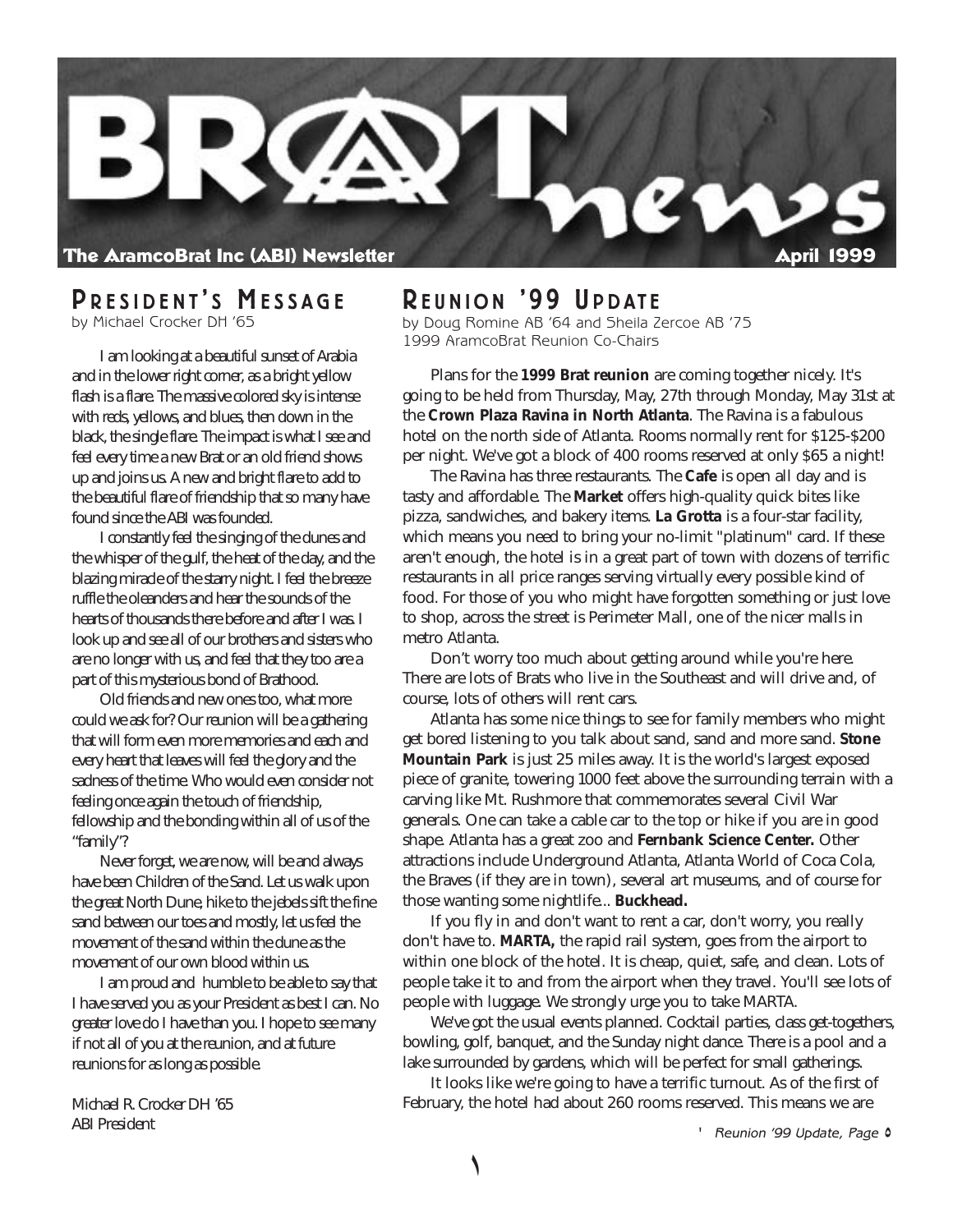# BRAT news

**The AramcoBrat Inc (ABI) Newsletter** — **April 1999**

## President's Message

by Michael Crocker DH '65

I am looking at a beautiful sunset of Arabia and in the lower right corner, as a bright yellow flash is a flare. The massive colored sky is intense with reds, yellows, and blues, then down in the black, the single flare. The impact is what I see and feel every time a new Brat or an old friend shows up and joins us. A new and bright flare to add to the beautiful flare of friendship that so many have found since the ABI was founded.

I constantly feel the singing of the dunes and the whisper of the gulf, the heat of the day, and the blazing miracle of the starry night. I feel the breeze ruffle the oleanders and hear the sounds of the hearts of thousands there before and after I was. I look up and see all of our brothers and sisters who are no longer with us, and feel that they too are a part of this mysterious bond of Brathood.

Old friends and new ones too, what more could we ask for? Our reunion will be a gathering that will form even more memories and each and every heart that leaves will feel the glory and the sadness of the time. Who would even consider not feeling once again the touch of friendship, fellowship and the bonding within all of us of the "family"?

Never forget, we are now, will be and always have been Children of the Sand. Let us walk upon the great North Dune, hike to the jebels sift the fine sand between our toes and mostly, let us feel the movement of the sand within the dune as the movement of our own blood within us.

I am proud and humble to be able to say that I have served you as your President as best I can. No greater love do I have than you. I hope to see many if not all of you at the reunion, and at future reunions for as long as possible.

*Michael R. Crocker DH '65*
*ABI President*

## Reunion '99 Update

by Doug Romine AB '64 and Sheila Zercoe AB '75
1999 AramcoBrat Reunion Co-Chairs

Plans for the **1999 Brat reunion** are coming together nicely. It's going to be held from Thursday, May, 27th through Monday, May 31st at the **Crown Plaza Ravina in North Atlanta**. The Ravina is a fabulous hotel on the north side of Atlanta. Rooms normally rent for $125-$200 per night. We've got a block of 400 rooms reserved at only $65 a night!

The Ravina has three restaurants. The **Cafe** is open all day and is tasty and affordable. The **Market** offers high-quality quick bites like pizza, sandwiches, and bakery items. **La Grotta** is a four-star facility, which means you need to bring your no-limit "platinum" card. If these aren't enough, the hotel is in a great part of town with dozens of terrific restaurants in all price ranges serving virtually every possible kind of food. For those of you who might have forgotten something or just love to shop, across the street is Perimeter Mall, one of the nicer malls in metro Atlanta.

Don't worry too much about getting around while you're here. There are lots of Brats who live in the Southeast and will drive and, of course, lots of others will rent cars.

Atlanta has some nice things to see for family members who might get bored listening to you talk about sand, sand and more sand. **Stone Mountain Park** is just 25 miles away. It is the world's largest exposed piece of granite, towering 1000 feet above the surrounding terrain with a carving like Mt. Rushmore that commemorates several Civil War generals. One can take a cable car to the top or hike if you are in good shape. Atlanta has a great zoo and **Fernbank Science Center.** Other attractions include Underground Atlanta, Atlanta World of Coca Cola, the Braves (if they are in town), several art museums, and of course for those wanting some nightlife... **Buckhead.**

If you fly in and don't want to rent a car, don't worry, you really don't have to. **MARTA,** the rapid rail system, goes from the airport to within one block of the hotel. It is cheap, quiet, safe, and clean. Lots of people take it to and from the airport when they travel. You'll see lots of people with luggage. We strongly urge you to take MARTA.

We've got the usual events planned. Cocktail parties, class get-togethers, bowling, golf, banquet, and the Sunday night dance. There is a pool and a lake surrounded by gardens, which will be perfect for small gatherings.

It looks like we're going to have a terrific turnout. As of the first of February, the hotel had about 260 rooms reserved. This means we are

*Reunion '99 Update, Page ٥*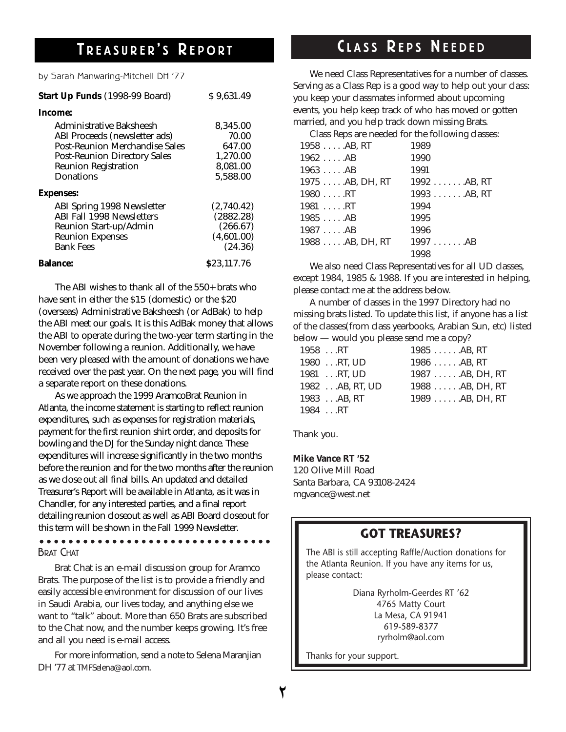## Treasurer's Report

by Sarah Manwaring-Mitchell DH '77

| | |
|---|---|
| **Start Up Funds** (1998-99 Board) | $ 9,631.49 |
| **Income:** | |
| Administrative Baksheesh | 8,345.00 |
| ABI Proceeds (newsletter ads) | 70.00 |
| Post-Reunion Merchandise Sales | 647.00 |
| Post-Reunion Directory Sales | 1,270.00 |
| Reunion Registration | 8,081.00 |
| Donations | 5,588.00 |
| **Expenses:** | |
| ABI Spring 1998 Newsletter | (2,740.42) |
| ABI Fall 1998 Newsletters | (2882.28) |
| Reunion Start-up/Admin | (266.67) |
| Reunion Expenses | (4,601.00) |
| Bank Fees | (24.36) |
| **Balance:** | **$23,117.76** |

The ABI wishes to thank all of the 550+ brats who have sent in either the $15 (domestic) or the $20 (overseas) Administrative Baksheesh (or AdBak) to help the ABI meet our goals. It is this AdBak money that allows the ABI to operate during the two-year term starting in the November following a reunion. Additionally, we have been very pleased with the amount of donations we have received over the past year. On the next page, you will find a separate report on these donations.

As we approach the 1999 AramcoBrat Reunion in Atlanta, the income statement is starting to reflect reunion expenditures, such as expenses for registration materials, payment for the first reunion shirt order, and deposits for bowling and the DJ for the Sunday night dance. These expenditures will increase significantly in the two months before the reunion and for the two months after the reunion as we close out all final bills. An updated and detailed Treasurer's Report will be available in Atlanta, as it was in Chandler, for any interested parties, and a final report detailing reunion closeout as well as ABI Board closeout for this term will be shown in the Fall 1999 Newsletter.

### Brat Chat

Brat Chat is an e-mail discussion group for Aramco Brats. The purpose of the list is to provide a friendly and easily accessible environment for discussion of our lives in Saudi Arabia, our lives today, and anything else we want to "talk" about. More than 650 Brats are subscribed to the Chat now, and the number keeps growing. It's free and all you need is e-mail access.

For more information, send a note to Selena Maranjian DH '77 at TMFSelena@aol.com.

## Class Reps Needed

We need Class Representatives for a number of classes. Serving as a Class Rep is a good way to help out your class: you keep your classmates informed about upcoming events, you help keep track of who has moved or gotten married, and you help track down missing Brats.

Class Reps are needed for the following classes:

- 1958 . . . . .AB, RT
- 1962 . . . . .AB
- 1963 . . . . .AB
- 1975 . . . . .AB, DH, RT
- 1980 . . . . .RT
- 1981 . . . . .RT
- 1985 . . . . .AB
- 1987 . . . . .AB
- 1988 . . . . .AB, DH, RT
- 1989
- 1990
- 1991
- 1992 . . . . . . .AB, RT
- 1993 . . . . . . .AB, RT
- 1994
- 1995
- 1996
- 1997 . . . . . . .AB
- 1998

We also need Class Representatives for all UD classes, except 1984, 1985 & 1988. If you are interested in helping, please contact me at the address below.

A number of classes in the 1997 Directory had no missing brats listed. To update this list, if anyone has a list of the classes(from class yearbooks, Arabian Sun, etc) listed below — would you please send me a copy?

- 1958 . . .RT
- 1980 . . .RT, UD
- 1981 . . .RT, UD
- 1982 . . .AB, RT, UD
- 1983 . . .AB, RT
- 1984 . . .RT
- 1985 . . . . . .AB, RT
- 1986 . . . . . .AB, RT
- 1987 . . . . . .AB, DH, RT
- 1988 . . . . . .AB, DH, RT
- 1989 . . . . . .AB, DH, RT

Thank you.

**Mike Vance RT '52**
120 Olive Mill Road
Santa Barbara, CA 93108-2424
mgvance@west.net

### GOT TREASURES?

The ABI is still accepting Raffle/Auction donations for the Atlanta Reunion. If you have any items for us, please contact:

Diana Ryrholm-Geerdes RT '62
4765 Matty Court
La Mesa, CA 91941
619-589-8377
ryrholm@aol.com

Thanks for your support.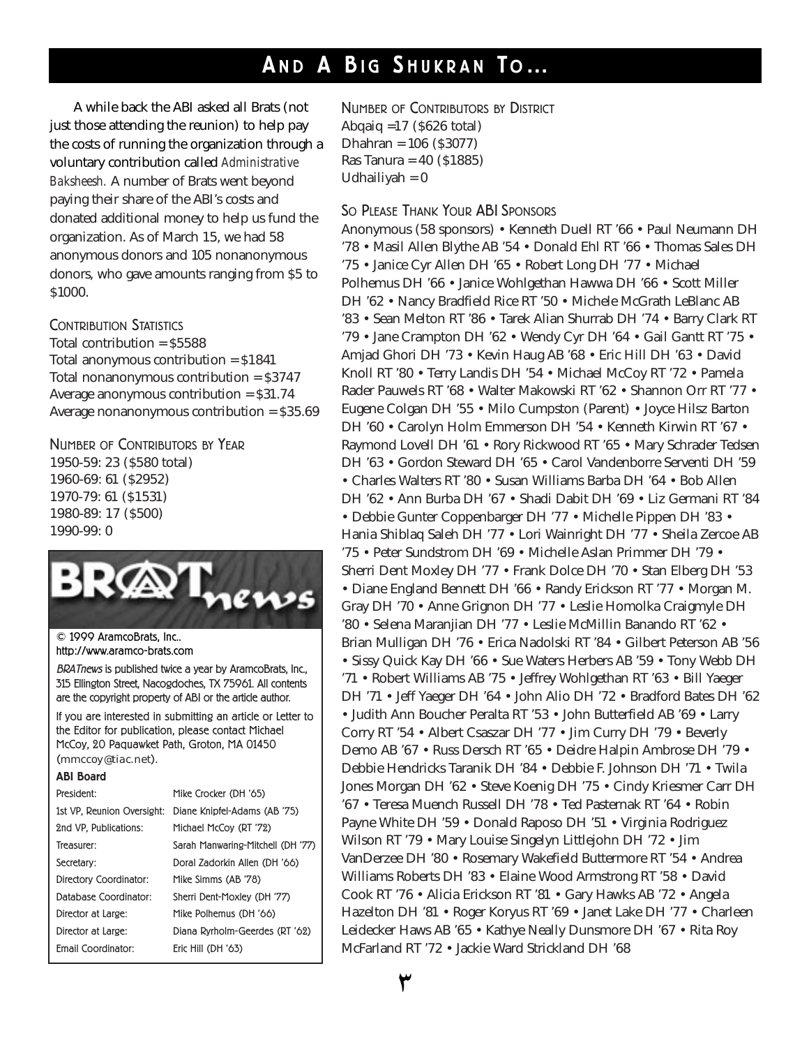# And A Big Shukran To...

A while back the ABI asked all Brats (not just those attending the reunion) to help pay the costs of running the organization through a voluntary contribution called *Administrative Baksheesh.* A number of Brats went beyond paying their share of the ABI's costs and donated additional money to help us fund the organization. As of March 15, we had 58 anonymous donors and 105 nonanonymous donors, who gave amounts ranging from $5 to $1000.

### Contribution Statistics

Total contribution = $5588
Total anonymous contribution = $1841
Total nonanonymous contribution = $3747
Average anonymous contribution = $31.74
Average nonanonymous contribution = $35.69

### Number of Contributors by Year

1950-59: 23 ($580 total)
1960-69: 61 ($2952)
1970-79: 61 ($1531)
1980-89: 17 ($500)
1990-99: 0

BRATnews

© 1999 AramcoBrats, Inc..
http://www.aramco-brats.com

*BRATnews* is published twice a year by AramcoBrats, Inc., 315 Ellington Street, Nacogdoches, TX 75961. All contents are the copyright property of ABI or the article author.

If you are interested in submitting an article or Letter to the Editor for publication, please contact Michael McCoy, 20 Paquawket Path, Groton, MA 01450 (mmccoy@tiac.net).

**ABI Board**

| | |
|---|---|
| President: | Mike Crocker (DH '65) |
| 1st VP, Reunion Oversight: | Diane Knipfel-Adams (AB '75) |
| 2nd VP, Publications: | Michael McCoy (RT '72) |
| Treasurer: | Sarah Manwaring-Mitchell (DH '77) |
| Secretary: | Doral Zadorkin Allen (DH '66) |
| Directory Coordinator: | Mike Simms (AB '78) |
| Database Coordinator: | Sherri Dent-Moxley (DH '77) |
| Director at Large: | Mike Polhemus (DH '66) |
| Director at Large: | Diana Ryrholm-Geerdes (RT '62) |
| Email Coordinator: | Eric Hill (DH '63) |

### Number of Contributors by District

Abqaiq =17 ($626 total)
Dhahran = 106 ($3077)
Ras Tanura = 40 ($1885)
Udhailiyah = 0

### So Please Thank Your ABI Sponsors

Anonymous (58 sponsors) • Kenneth Duell RT '66 • Paul Neumann DH '78 • Masil Allen Blythe AB '54 • Donald Ehl RT '66 • Thomas Sales DH '75 • Janice Cyr Allen DH '65 • Robert Long DH '77 • Michael Polhemus DH '66 • Janice Wohlgethan Hawwa DH '66 • Scott Miller DH '62 • Nancy Bradfield Rice RT '50 • Michele McGrath LeBlanc AB '83 • Sean Melton RT '86 • Tarek Alian Shurrab DH '74 • Barry Clark RT '79 • Jane Crampton DH '62 • Wendy Cyr DH '64 • Gail Gantt RT '75 • Amjad Ghori DH '73 • Kevin Haug AB '68 • Eric Hill DH '63 • David Knoll RT '80 • Terry Landis DH '54 • Michael McCoy RT '72 • Pamela Rader Pauwels RT '68 • Walter Makowski RT '62 • Shannon Orr RT '77 • Eugene Colgan DH '55 • Milo Cumpston (Parent) • Joyce Hilsz Barton DH '60 • Carolyn Holm Emmerson DH '54 • Kenneth Kirwin RT '67 • Raymond Lovell DH '61 • Rory Rickwood RT '65 • Mary Schrader Tedsen DH '63 • Gordon Steward DH '65 • Carol Vandenborre Serventi DH '59 • Charles Walters RT '80 • Susan Williams Barba DH '64 • Bob Allen DH '62 • Ann Burba DH '67 • Shadi Dabit DH '69 • Liz Germani RT '84 • Debbie Gunter Coppenbarger DH '77 • Michelle Pippen DH '83 • Hania Shiblaq Saleh DH '77 • Lori Wainright DH '77 • Sheila Zercoe AB '75 • Peter Sundstrom DH '69 • Michelle Aslan Primmer DH '79 • Sherri Dent Moxley DH '77 • Frank Dolce DH '70 • Stan Elberg DH '53 • Diane England Bennett DH '66 • Randy Erickson RT '77 • Morgan M. Gray DH '70 • Anne Grignon DH '77 • Leslie Homolka Craigmyle DH '80 • Selena Maranjian DH '77 • Leslie McMillin Banando RT '62 • Brian Mulligan DH '76 • Erica Nadolski RT '84 • Gilbert Peterson AB '56 • Sissy Quick Kay DH '66 • Sue Waters Herbers AB '59 • Tony Webb DH '71 • Robert Williams AB '75 • Jeffrey Wohlgethan RT '63 • Bill Yaeger DH '71 • Jeff Yaeger DH '64 • John Alio DH '72 • Bradford Bates DH '62 • Judith Ann Boucher Peralta RT '53 • John Butterfield AB '69 • Larry Corry RT '54 • Albert Csaszar DH '77 • Jim Curry DH '79 • Beverly Demo AB '67 • Russ Dersch RT '65 • Deidre Halpin Ambrose DH '79 • Debbie Hendricks Taranik DH '84 • Debbie F. Johnson DH '71 • Twila Jones Morgan DH '62 • Steve Koenig DH '75 • Cindy Kriesmer Carr DH '67 • Teresa Muench Russell DH '78 • Ted Pasternak RT '64 • Robin Payne White DH '59 • Donald Raposo DH '51 • Virginia Rodriguez Wilson RT '79 • Mary Louise Singelyn Littlejohn DH '72 • Jim VanDerzee DH '80 • Rosemary Wakefield Buttermore RT '54 • Andrea Williams Roberts DH '83 • Elaine Wood Armstrong RT '58 • David Cook RT '76 • Alicia Erickson RT '81 • Gary Hawks AB '72 • Angela Hazelton DH '81 • Roger Koryus RT '69 • Janet Lake DH '77 • Charleen Leidecker Haws AB '65 • Kathye Neally Dunsmore DH '67 • Rita Roy McFarland RT '72 • Jackie Ward Strickland DH '68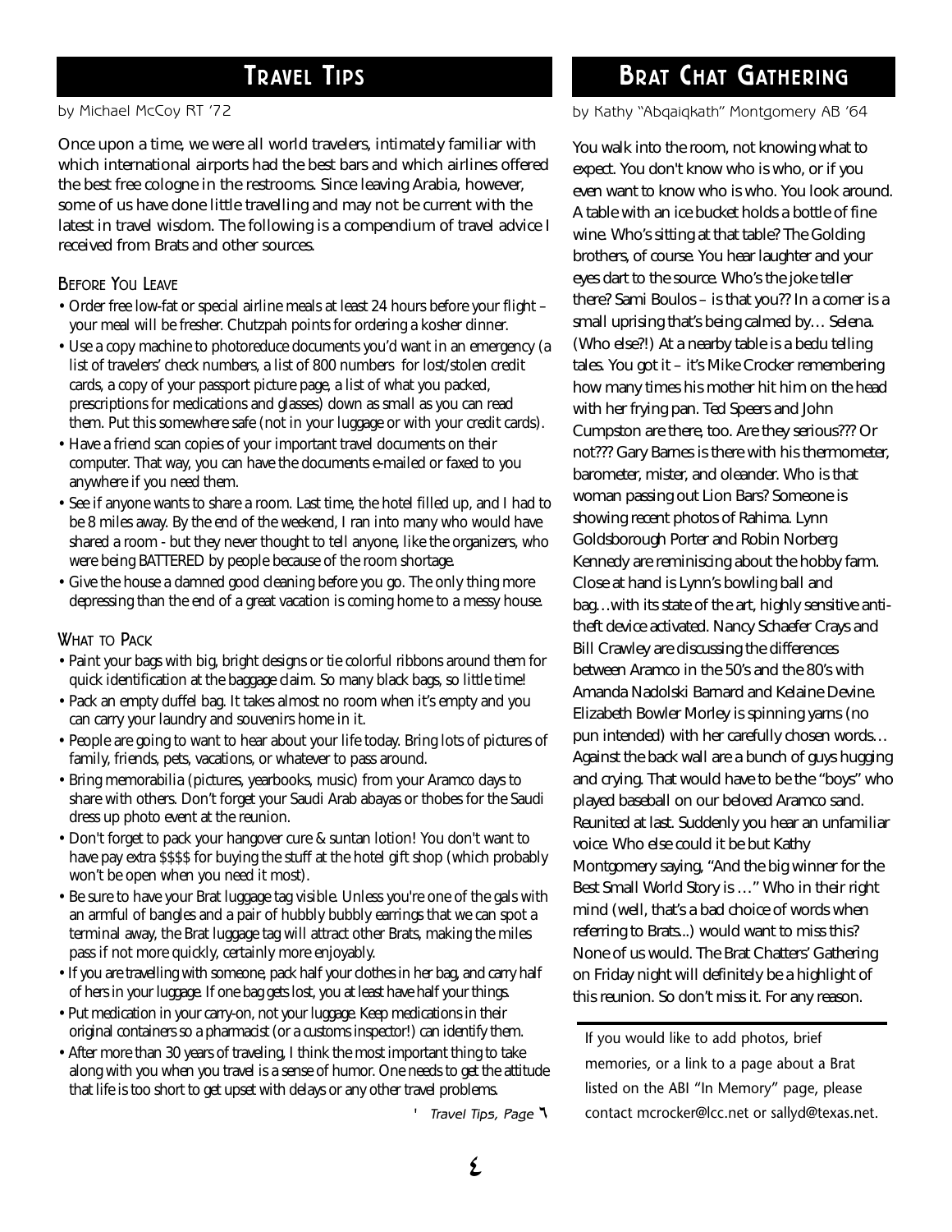## Travel Tips

by Michael McCoy RT '72

Once upon a time, we were all world travelers, intimately familiar with which international airports had the best bars and which airlines offered the best free cologne in the restrooms. Since leaving Arabia, however, some of us have done little travelling and may not be current with the latest in travel wisdom. The following is a compendium of travel advice I received from Brats and other sources.

### Before You Leave

- Order free low-fat or special airline meals at least 24 hours before your flight – your meal will be fresher. Chutzpah points for ordering a kosher dinner.
- Use a copy machine to photoreduce documents you'd want in an emergency (a list of travelers' check numbers, a list of 800 numbers for lost/stolen credit cards, a copy of your passport picture page, a list of what you packed, prescriptions for medications and glasses) down as small as you can read them. Put this somewhere safe (not in your luggage or with your credit cards).
- Have a friend scan copies of your important travel documents on their computer. That way, you can have the documents e-mailed or faxed to you anywhere if you need them.
- See if anyone wants to share a room. Last time, the hotel filled up, and I had to be 8 miles away. By the end of the weekend, I ran into many who would have shared a room - but they never thought to tell anyone, like the organizers, who were being BATTERED by people because of the room shortage.
- Give the house a damned good cleaning before you go. The only thing more depressing than the end of a great vacation is coming home to a messy house.

### What to Pack

- Paint your bags with big, bright designs or tie colorful ribbons around them for quick identification at the baggage claim. So many black bags, so little time!
- Pack an empty duffel bag. It takes almost no room when it's empty and you can carry your laundry and souvenirs home in it.
- People are going to want to hear about your life today. Bring lots of pictures of family, friends, pets, vacations, or whatever to pass around.
- Bring memorabilia (pictures, yearbooks, music) from your Aramco days to share with others. Don't forget your Saudi Arab abayas or thobes for the Saudi dress up photo event at the reunion.
- Don't forget to pack your hangover cure & suntan lotion! You don't want to have pay extra $$$$ for buying the stuff at the hotel gift shop (which probably won't be open when you need it most).
- Be sure to have your Brat luggage tag visible. Unless you're one of the gals with an armful of bangles and a pair of hubbly bubbly earrings that we can spot a terminal away, the Brat luggage tag will attract other Brats, making the miles pass if not more quickly, certainly more enjoyably.
- If you are travelling with someone, pack half your clothes in her bag, and carry half of hers in your luggage. If one bag gets lost, you at least have half your things.
- Put medication in your carry-on, not your luggage. Keep medications in their original containers so a pharmacist (or a customs inspector!) can identify them.
- After more than 30 years of traveling, I think the most important thing to take along with you when you travel is a sense of humor. One needs to get the attitude that life is too short to get upset with delays or any other travel problems.

Travel Tips, Page ٦

## Brat Chat Gathering

by Kathy "Abqaiqkath" Montgomery AB '64

You walk into the room, not knowing what to expect. You don't know who is who, or if you even want to know who is who. You look around. A table with an ice bucket holds a bottle of fine wine. Who's sitting at that table? The Golding brothers, of course. You hear laughter and your eyes dart to the source. Who's the joke teller there? Sami Boulos – is that you?? In a corner is a small uprising that's being calmed by… Selena. (Who else?!) At a nearby table is a bedu telling tales. You got it – it's Mike Crocker remembering how many times his mother hit him on the head with her frying pan. Ted Speers and John Cumpston are there, too. Are they serious??? Or not??? Gary Barnes is there with his thermometer, barometer, mister, and oleander. Who is that woman passing out Lion Bars? Someone is showing recent photos of Rahima. Lynn Goldsborough Porter and Robin Norberg Kennedy are reminiscing about the hobby farm. Close at hand is Lynn's bowling ball and bag…with its state of the art, highly sensitive anti-theft device activated. Nancy Schaefer Crays and Bill Crawley are discussing the differences between Aramco in the 50's and the 80's with Amanda Nadolski Barnard and Kelaine Devine. Elizabeth Bowler Morley is spinning yarns (no pun intended) with her carefully chosen words… Against the back wall are a bunch of guys hugging and crying. That would have to be the "boys" who played baseball on our beloved Aramco sand. Reunited at last. Suddenly you hear an unfamiliar voice. Who else could it be but Kathy Montgomery saying, "And the big winner for the Best Small World Story is …" Who in their right mind (well, that's a bad choice of words when referring to Brats...) would want to miss this? None of us would. The Brat Chatters' Gathering on Friday night will definitely be a highlight of this reunion. So don't miss it. For any reason.

If you would like to add photos, brief memories, or a link to a page about a Brat listed on the ABI "In Memory" page, please contact mcrocker@lcc.net or sallyd@texas.net.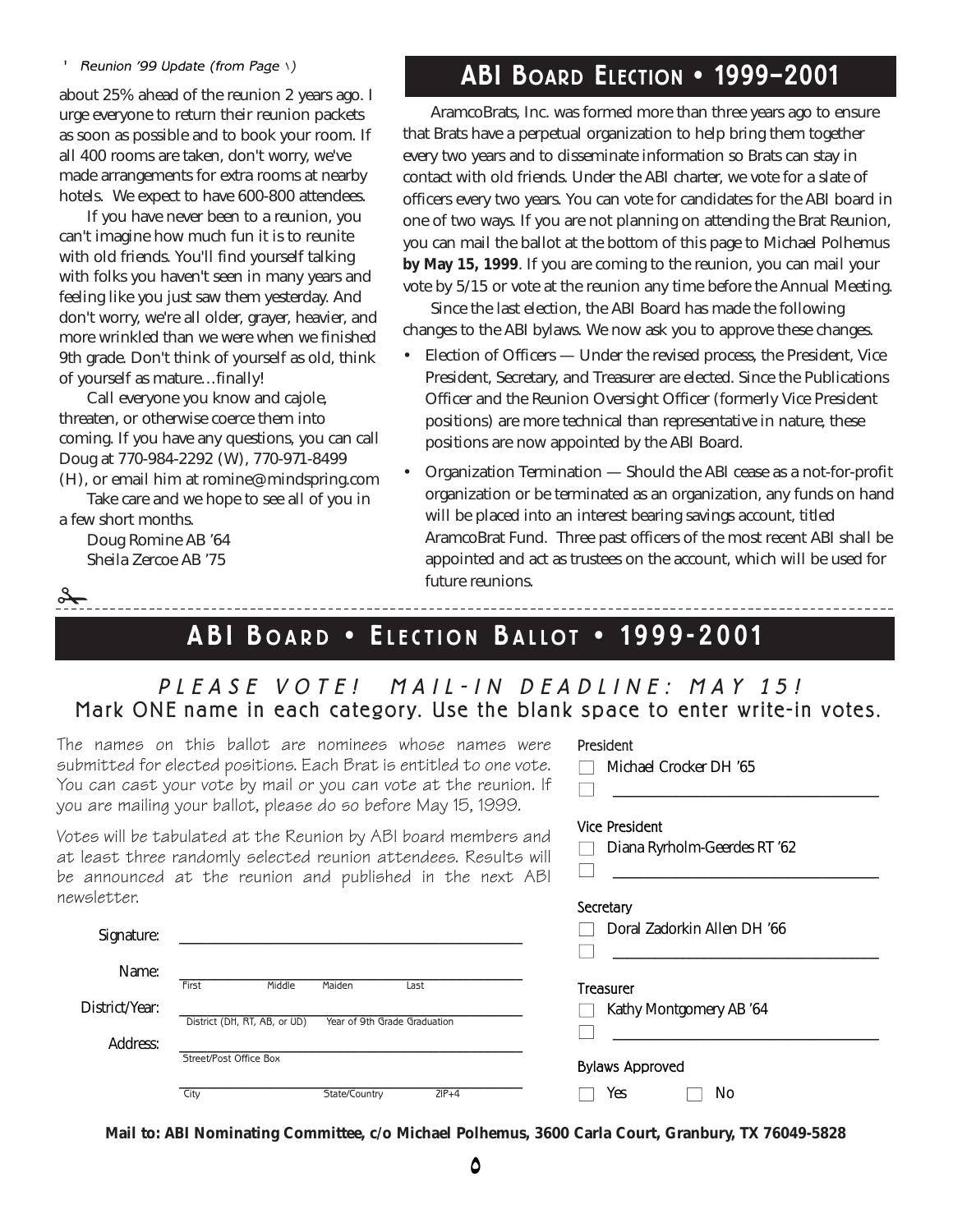*Reunion '99 Update (from Page 1)*

about 25% ahead of the reunion 2 years ago. I urge everyone to return their reunion packets as soon as possible and to book your room. If all 400 rooms are taken, don't worry, we've made arrangements for extra rooms at nearby hotels. We expect to have 600-800 attendees.

If you have never been to a reunion, you can't imagine how much fun it is to reunite with old friends. You'll find yourself talking with folks you haven't seen in many years and feeling like you just saw them yesterday. And don't worry, we're all older, grayer, heavier, and more wrinkled than we were when we finished 9th grade. Don't think of yourself as old, think of yourself as mature…finally!

Call everyone you know and cajole, threaten, or otherwise coerce them into coming. If you have any questions, you can call Doug at 770-984-2292 (W), 770-971-8499 (H), or email him at romine@mindspring.com

Take care and we hope to see all of you in a few short months.

Doug Romine AB '64
Sheila Zercoe AB '75

# ABI Board Election • 1999–2001

AramcoBrats, Inc. was formed more than three years ago to ensure that Brats have a perpetual organization to help bring them together every two years and to disseminate information so Brats can stay in contact with old friends. Under the ABI charter, we vote for a slate of officers every two years. You can vote for candidates for the ABI board in one of two ways. If you are not planning on attending the Brat Reunion, you can mail the ballot at the bottom of this page to Michael Polhemus **by May 15, 1999**. If you are coming to the reunion, you can mail your vote by 5/15 or vote at the reunion any time before the Annual Meeting.

Since the last election, the ABI Board has made the following changes to the ABI bylaws. We now ask you to approve these changes.

- Election of Officers — Under the revised process, the President, Vice President, Secretary, and Treasurer are elected. Since the Publications Officer and the Reunion Oversight Officer (formerly Vice President positions) are more technical than representative in nature, these positions are now appointed by the ABI Board.
- Organization Termination — Should the ABI cease as a not-for-profit organization or be terminated as an organization, any funds on hand will be placed into an interest bearing savings account, titled AramcoBrat Fund. Three past officers of the most recent ABI shall be appointed and act as trustees on the account, which will be used for future reunions.

---

# ABI Board • Election Ballot • 1999-2001

## PLEASE VOTE! MAIL-IN DEADLINE: MAY 15!

**Mark ONE name in each category. Use the blank space to enter write-in votes.**

The names on this ballot are nominees whose names were submitted for elected positions. Each Brat is entitled to one vote. You can cast your vote by mail or you can vote at the reunion. If you are mailing your ballot, please do so before May 15, 1999.

Votes will be tabulated at the Reunion by ABI board members and at least three randomly selected reunion attendees. Results will be announced at the reunion and published in the next ABI newsletter.

Signature: ______________________________

Name: ______________________________
First Middle Maiden Last

District/Year: ______________________________
District (DH, RT, AB, or UD) Year of 9th Grade Graduation

Address: ______________________________
Street/Post Office Box

______________________________
City State/Country ZIP+4

**President**
- ☐ Michael Crocker DH '65
- ☐ ______________________________

**Vice President**
- ☐ Diana Ryrholm-Geerdes RT '62
- ☐ ______________________________

**Secretary**
- ☐ Doral Zadorkin Allen DH '66
- ☐ ______________________________

**Treasurer**
- ☐ Kathy Montgomery AB '64
- ☐ ______________________________

**Bylaws Approved**
- ☐ Yes ☐ No

**Mail to: ABI Nominating Committee, c/o Michael Polhemus, 3600 Carla Court, Granbury, TX 76049-5828**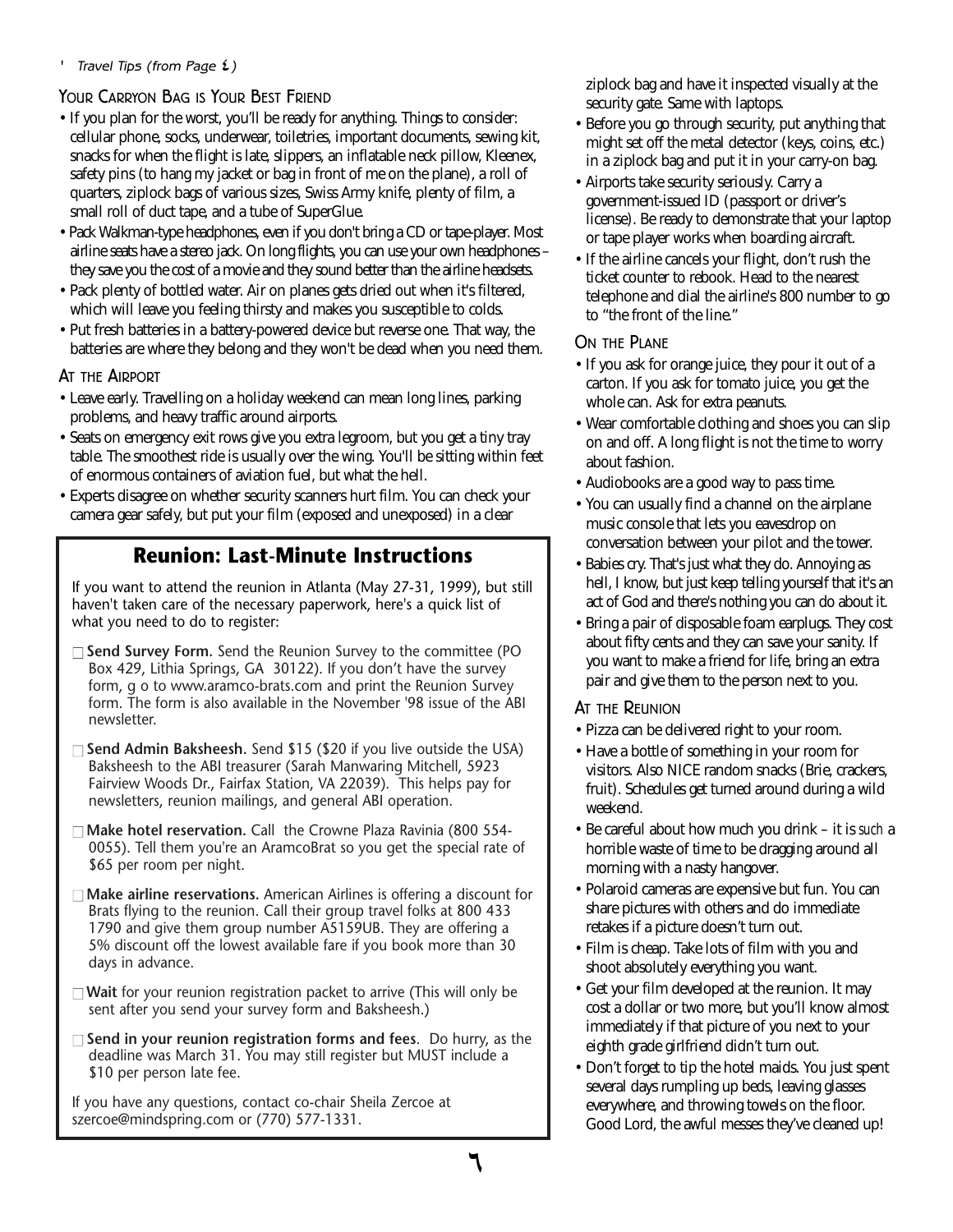*' Travel Tips (from Page ٤)*

### Your Carryon Bag is Your Best Friend

- If you plan for the worst, you'll be ready for anything. Things to consider: cellular phone, socks, underwear, toiletries, important documents, sewing kit, snacks for when the flight is late, slippers, an inflatable neck pillow, Kleenex, safety pins (to hang my jacket or bag in front of me on the plane), a roll of quarters, ziplock bags of various sizes, Swiss Army knife, plenty of film, a small roll of duct tape, and a tube of SuperGlue.
- Pack Walkman-type headphones, even if you don't bring a CD or tape-player. Most airline seats have a stereo jack. On long flights, you can use your own headphones – they save you the cost of a movie and they sound better than the airline headsets.
- Pack plenty of bottled water. Air on planes gets dried out when it's filtered, which will leave you feeling thirsty and makes you susceptible to colds.
- Put fresh batteries in a battery-powered device but reverse one. That way, the batteries are where they belong and they won't be dead when you need them.

### At the Airport

- Leave early. Travelling on a holiday weekend can mean long lines, parking problems, and heavy traffic around airports.
- Seats on emergency exit rows give you extra legroom, but you get a tiny tray table. The smoothest ride is usually over the wing. You'll be sitting within feet of enormous containers of aviation fuel, but what the hell.
- Experts disagree on whether security scanners hurt film. You can check your camera gear safely, but put your film (exposed and unexposed) in a clear ziplock bag and have it inspected visually at the security gate. Same with laptops.
- Before you go through security, put anything that might set off the metal detector (keys, coins, etc.) in a ziplock bag and put it in your carry-on bag.
- Airports take security seriously. Carry a government-issued ID (passport or driver's license). Be ready to demonstrate that your laptop or tape player works when boarding aircraft.
- If the airline cancels your flight, don't rush the ticket counter to rebook. Head to the nearest telephone and dial the airline's 800 number to go to "the front of the line."

### On the Plane

- If you ask for orange juice, they pour it out of a carton. If you ask for tomato juice, you get the whole can. Ask for extra peanuts.
- Wear comfortable clothing and shoes you can slip on and off. A long flight is not the time to worry about fashion.
- Audiobooks are a good way to pass time.
- You can usually find a channel on the airplane music console that lets you eavesdrop on conversation between your pilot and the tower.
- Babies cry. That's just what they do. Annoying as hell, I know, but just keep telling yourself that it's an act of God and there's nothing you can do about it.
- Bring a pair of disposable foam earplugs. They cost about fifty cents and they can save your sanity. If you want to make a friend for life, bring an extra pair and give them to the person next to you.

### At the Reunion

- Pizza can be delivered right to your room.
- Have a bottle of something in your room for visitors. Also NICE random snacks (Brie, crackers, fruit). Schedules get turned around during a wild weekend.
- Be careful about how much you drink – it is *such* a horrible waste of time to be dragging around all morning with a nasty hangover.
- Polaroid cameras are expensive but fun. You can share pictures with others and do immediate retakes if a picture doesn't turn out.
- Film is cheap. Take lots of film with you and shoot absolutely everything you want.
- Get your film developed at the reunion. It may cost a dollar or two more, but you'll know almost immediately if that picture of you next to your eighth grade girlfriend didn't turn out.
- Don't forget to tip the hotel maids. You just spent several days rumpling up beds, leaving glasses everywhere, and throwing towels on the floor. Good Lord, the awful messes they've cleaned up!

## Reunion: Last-Minute Instructions

If you want to attend the reunion in Atlanta (May 27-31, 1999), but still haven't taken care of the necessary paperwork, here's a quick list of what you need to do to register:

- ☐ **Send Survey Form.** Send the Reunion Survey to the committee (PO Box 429, Lithia Springs, GA 30122). If you don't have the survey form, g o to www.aramco-brats.com and print the Reunion Survey form. The form is also available in the November '98 issue of the ABI newsletter.
- ☐ **Send Admin Baksheesh.** Send $15 ($20 if you live outside the USA) Baksheesh to the ABI treasurer (Sarah Manwaring Mitchell, 5923 Fairview Woods Dr., Fairfax Station, VA 22039). This helps pay for newsletters, reunion mailings, and general ABI operation.
- ☐ **Make hotel reservation.** Call the Crowne Plaza Ravinia (800 554-0055). Tell them you're an AramcoBrat so you get the special rate of $65 per room per night.
- ☐ **Make airline reservations.** American Airlines is offering a discount for Brats flying to the reunion. Call their group travel folks at 800 433 1790 and give them group number A5159UB. They are offering a 5% discount off the lowest available fare if you book more than 30 days in advance.
- ☐ **Wait** for your reunion registration packet to arrive (This will only be sent after you send your survey form and Baksheesh.)
- ☐ **Send in your reunion registration forms and fees**. Do hurry, as the deadline was March 31. You may still register but MUST include a $10 per person late fee.

If you have any questions, contact co-chair Sheila Zercoe at szercoe@mindspring.com or (770) 577-1331.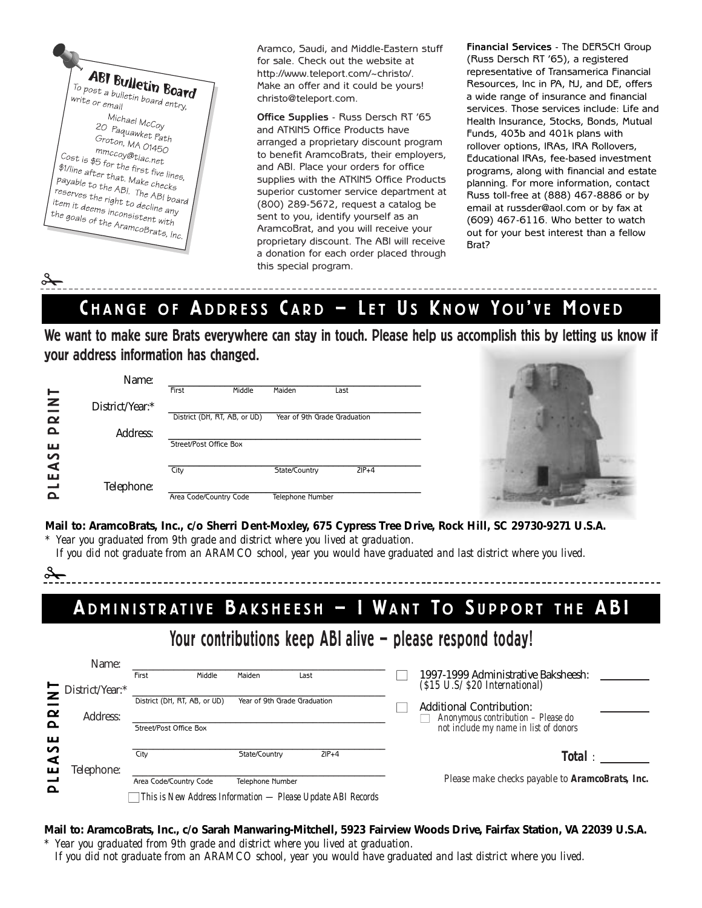## ABI Bulletin Board

To post a bulletin board entry, write or email

Michael McCoy
20 Paquawket Path
Groton, MA 01450
mmccoy@tiac.net

Cost is $5 for the first five lines, $1/line after that. Make checks payable to the ABI. The ABI board reserves the right to decline any item it deems inconsistent with the goals of the AramcoBrats, Inc.

Aramco, Saudi, and Middle-Eastern stuff for sale. Check out the website at http://www.teleport.com/~christo/. Make an offer and it could be yours! christo@teleport.com.

**Office Supplies** - Russ Dersch RT '65 and ATKINS Office Products have arranged a proprietary discount program to benefit AramcoBrats, their employers, and ABI. Place your orders for office supplies with the ATKINS Office Products superior customer service department at (800) 289-5672, request a catalog be sent to you, identify yourself as an AramcoBrat, and you will receive your proprietary discount. The ABI will receive a donation for each order placed through this special program.

**Financial Services** - The DERSCH Group (Russ Dersch RT '65), a registered representative of Transamerica Financial Resources, Inc in PA, NJ, and DE, offers a wide range of insurance and financial services. Those services include: Life and Health Insurance, Stocks, Bonds, Mutual Funds, 403b and 401k plans with rollover options, IRAs, IRA Rollovers, Educational IRAs, fee-based investment programs, along with financial and estate planning. For more information, contact Russ toll-free at (888) 467-8886 or by email at russder@aol.com or by fax at (609) 467-6116. Who better to watch out for your best interest than a fellow Brat?

## Change of Address Card — Let Us Know You've Moved

**We want to make sure Brats everywhere can stay in touch. Please help us accomplish this by letting us know if your address information has changed.**

PLEASE PRINT

Name: ______________________
First Middle Maiden Last

District/Year:* ______________________
District (DH, RT, AB, or UD) Year of 9th Grade Graduation

Address: ______________________
Street/Post Office Box

______________________
City State/Country ZIP+4

Telephone: ______________________
Area Code/Country Code Telephone Number

**Mail to: AramcoBrats, Inc., c/o Sherri Dent-Moxley, 675 Cypress Tree Drive, Rock Hill, SC 29730-9271 U.S.A.**

\* *Year you graduated from 9th grade and district where you lived at graduation. If you did not graduate from an ARAMCO school, year you would have graduated and last district where you lived.*

## Administrative Baksheesh — I Want To Support the ABI

### Your contributions keep ABI alive – please respond today!

PLEASE PRINT

Name: ______________________
First Middle Maiden Last

District/Year:* ______________________
District (DH, RT, AB, or UD) Year of 9th Grade Graduation

Address: ______________________
Street/Post Office Box

______________________
City State/Country ZIP+4

Telephone: ______________________
Area Code/Country Code Telephone Number

☐ *This is New Address Information — Please Update ABI Records*

☐ 1997-1999 Administrative Baksheesh: ________
*($15 U.S/ $20 International)*

☐ Additional Contribution: ________
☐ *Anonymous contribution – Please do not include my name in list of donors*

**Total** : ________

Please make checks payable to **AramcoBrats, Inc.**

**Mail to: AramcoBrats, Inc., c/o Sarah Manwaring-Mitchell, 5923 Fairview Woods Drive, Fairfax Station, VA 22039 U.S.A.**

\* *Year you graduated from 9th grade and district where you lived at graduation. If you did not graduate from an ARAMCO school, year you would have graduated and last district where you lived.*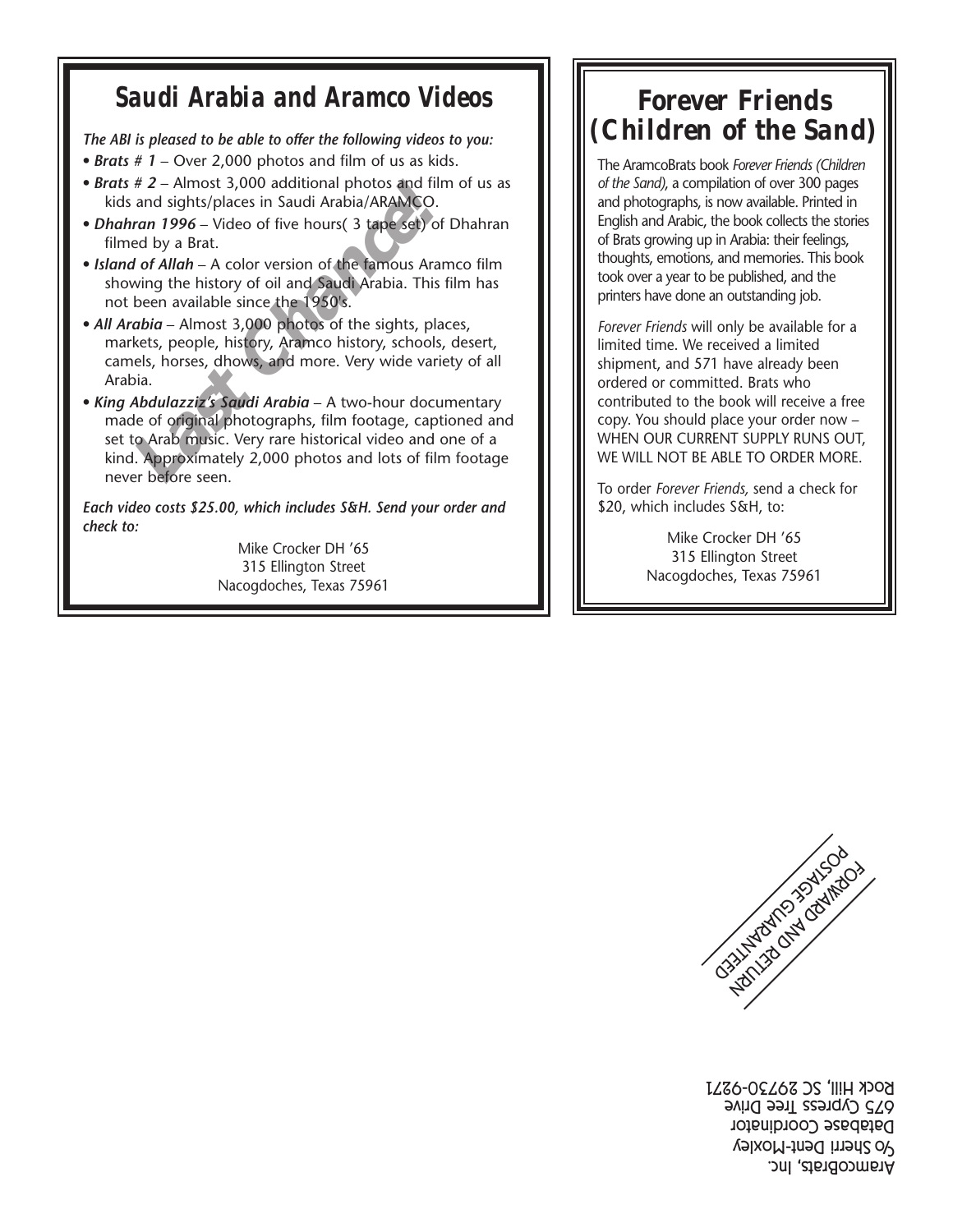## Saudi Arabia and Aramco Videos

***The ABI is pleased to be able to offer the following videos to you:***

- ***Brats # 1*** – Over 2,000 photos and film of us as kids.
- ***Brats # 2*** – Almost 3,000 additional photos and film of us as kids and sights/places in Saudi Arabia/ARAMCO.
- ***Dhahran 1996*** – Video of five hours( 3 tape set) of Dhahran filmed by a Brat.
- ***Island of Allah*** – A color version of the famous Aramco film showing the history of oil and Saudi Arabia. This film has not been available since the 1950's.
- ***All Arabia*** – Almost 3,000 photos of the sights, places, markets, people, history, Aramco history, schools, desert, camels, horses, dhows, and more. Very wide variety of all Arabia.
- ***King Abdulazziz's Saudi Arabia*** – A two-hour documentary made of original photographs, film footage, captioned and set to Arab music. Very rare historical video and one of a kind. Approximately 2,000 photos and lots of film footage never before seen.

***Last Chance!***

***Each video costs $25.00, which includes S&H. Send your order and check to:***

Mike Crocker DH '65
315 Ellington Street
Nacogdoches, Texas 75961

## Forever Friends (Children of the Sand)

The AramcoBrats book *Forever Friends (Children of the Sand)*, a compilation of over 300 pages and photographs, is now available. Printed in English and Arabic, the book collects the stories of Brats growing up in Arabia: their feelings, thoughts, emotions, and memories. This book took over a year to be published, and the printers have done an outstanding job.

*Forever Friends* will only be available for a limited time. We received a limited shipment, and 571 have already been ordered or committed. Brats who contributed to the book will receive a free copy. You should place your order now – WHEN OUR CURRENT SUPPLY RUNS OUT, WE WILL NOT BE ABLE TO ORDER MORE.

To order *Forever Friends,* send a check for $20, which includes S&H, to:

Mike Crocker DH '65
315 Ellington Street
Nacogdoches, Texas 75961

FORWARD AND RETURN
POSTAGE GUARANTEED

AramcoBrats, Inc.
C/o Sherri Dent-Moxley
Database Coordinator
675 Cypress Tree Drive
Rock Hill, SC 29730-9271